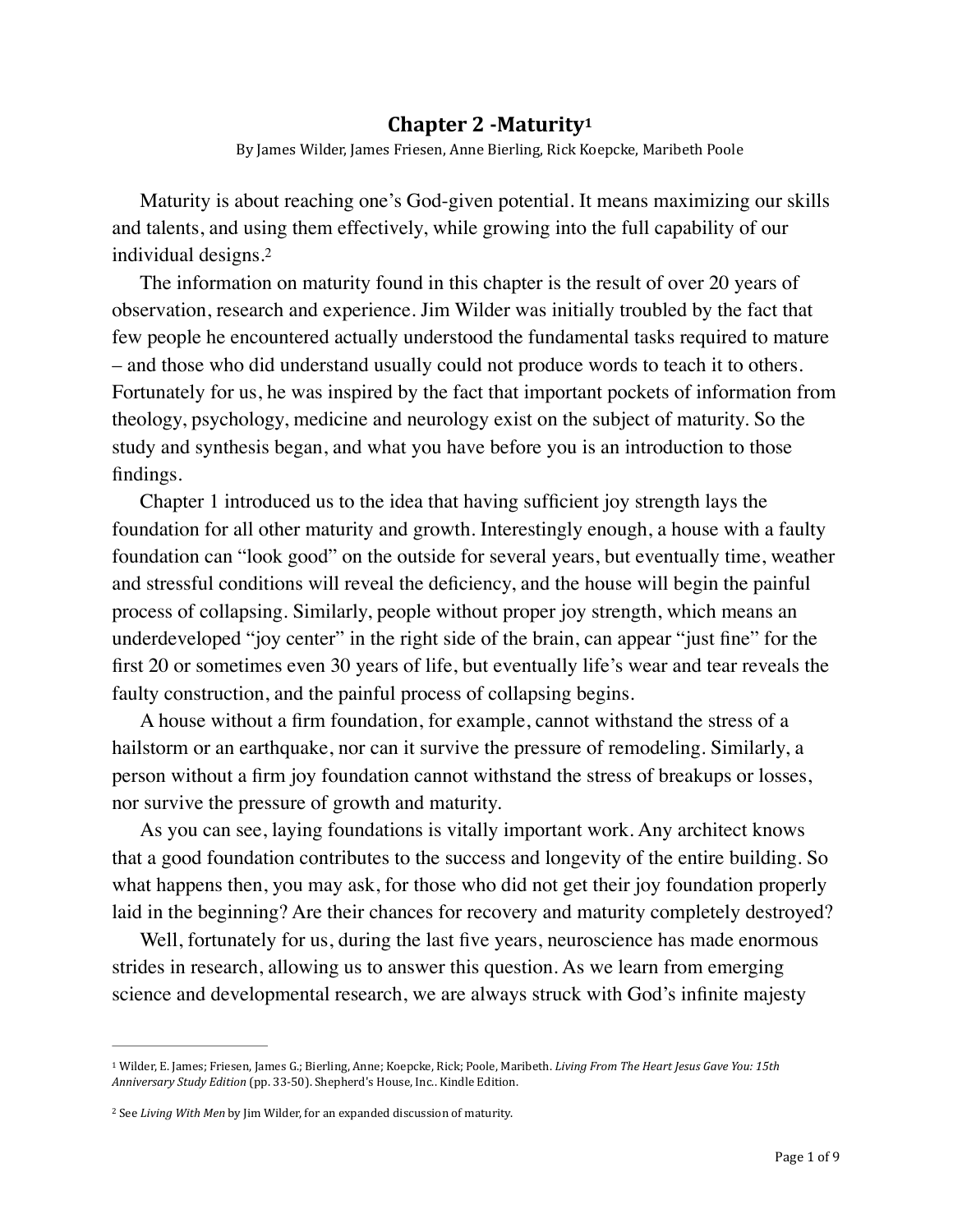# Chapter 2 -Maturity[1]

By James Wilder, James Friesen, Anne Bierling, Rick Koepcke, Maribeth Poole

Maturity is about reaching one's God-given potential. It means maximizing our skills and talents, and using them effectively, while growing into the full capability of our individual designs.[2]

The information on maturity found in this chapter is the result of over 20 years of observation, research and experience. Jim Wilder was initially troubled by the fact that few people he encountered actually understood the fundamental tasks required to mature – and those who did understand usually could not produce words to teach it to others. Fortunately for us, he was inspired by the fact that important pockets of information from theology, psychology, medicine and neurology exist on the subject of maturity. So the study and synthesis began, and what you have before you is an introduction to those findings.

Chapter 1 introduced us to the idea that having sufficient joy strength lays the foundation for all other maturity and growth. Interestingly enough, a house with a faulty foundation can "look good" on the outside for several years, but eventually time, weather and stressful conditions will reveal the deficiency, and the house will begin the painful process of collapsing. Similarly, people without proper joy strength, which means an underdeveloped "joy center" in the right side of the brain, can appear "just fine" for the first 20 or sometimes even 30 years of life, but eventually life's wear and tear reveals the faulty construction, and the painful process of collapsing begins.

A house without a firm foundation, for example, cannot withstand the stress of a hailstorm or an earthquake, nor can it survive the pressure of remodeling. Similarly, a person without a firm joy foundation cannot withstand the stress of breakups or losses, nor survive the pressure of growth and maturity.

As you can see, laying foundations is vitally important work. Any architect knows that a good foundation contributes to the success and longevity of the entire building. So what happens then, you may ask, for those who did not get their joy foundation properly laid in the beginning? Are their chances for recovery and maturity completely destroyed?

Well, fortunately for us, during the last five years, neuroscience has made enormous strides in research, allowing us to answer this question. As we learn from emerging science and developmental research, we are always struck with God's infinite majesty

---

[1] Wilder, E. James; Friesen, James G.; Bierling, Anne; Koepcke, Rick; Poole, Maribeth. *Living From The Heart Jesus Gave You: 15th Anniversary Study Edition* (pp. 33-50). Shepherd's House, Inc.. Kindle Edition.

[2] See *Living With Men* by Jim Wilder, for an expanded discussion of maturity.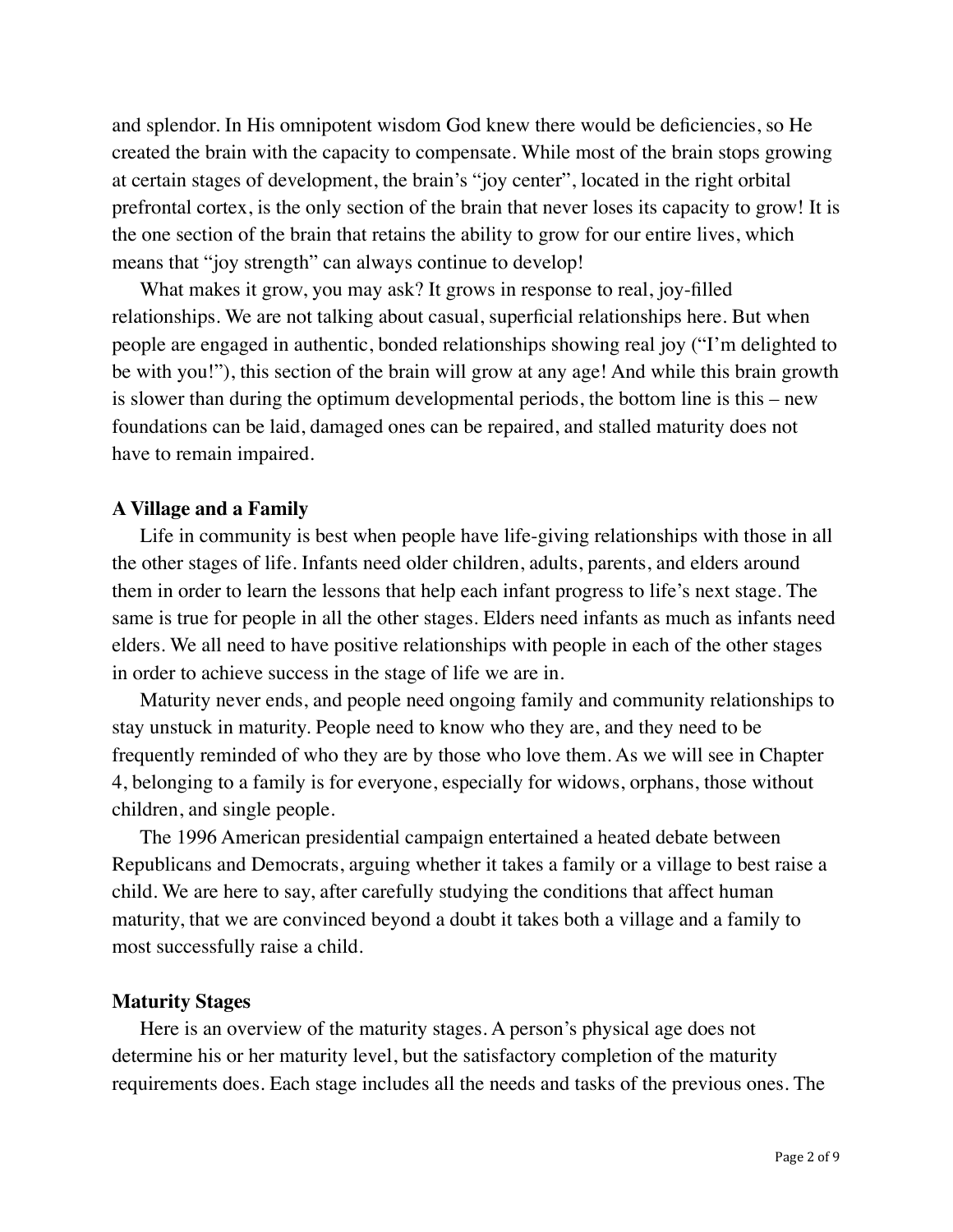and splendor. In His omnipotent wisdom God knew there would be deficiencies, so He created the brain with the capacity to compensate. While most of the brain stops growing at certain stages of development, the brain's "joy center", located in the right orbital prefrontal cortex, is the only section of the brain that never loses its capacity to grow! It is the one section of the brain that retains the ability to grow for our entire lives, which means that "joy strength" can always continue to develop!

What makes it grow, you may ask? It grows in response to real, joy-filled relationships. We are not talking about casual, superficial relationships here. But when people are engaged in authentic, bonded relationships showing real joy ("I'm delighted to be with you!"), this section of the brain will grow at any age! And while this brain growth is slower than during the optimum developmental periods, the bottom line is this – new foundations can be laid, damaged ones can be repaired, and stalled maturity does not have to remain impaired.

**A Village and a Family**

Life in community is best when people have life-giving relationships with those in all the other stages of life. Infants need older children, adults, parents, and elders around them in order to learn the lessons that help each infant progress to life's next stage. The same is true for people in all the other stages. Elders need infants as much as infants need elders. We all need to have positive relationships with people in each of the other stages in order to achieve success in the stage of life we are in.

Maturity never ends, and people need ongoing family and community relationships to stay unstuck in maturity. People need to know who they are, and they need to be frequently reminded of who they are by those who love them. As we will see in Chapter 4, belonging to a family is for everyone, especially for widows, orphans, those without children, and single people.

The 1996 American presidential campaign entertained a heated debate between Republicans and Democrats, arguing whether it takes a family or a village to best raise a child. We are here to say, after carefully studying the conditions that affect human maturity, that we are convinced beyond a doubt it takes both a village and a family to most successfully raise a child.

**Maturity Stages**

Here is an overview of the maturity stages. A person's physical age does not determine his or her maturity level, but the satisfactory completion of the maturity requirements does. Each stage includes all the needs and tasks of the previous ones. The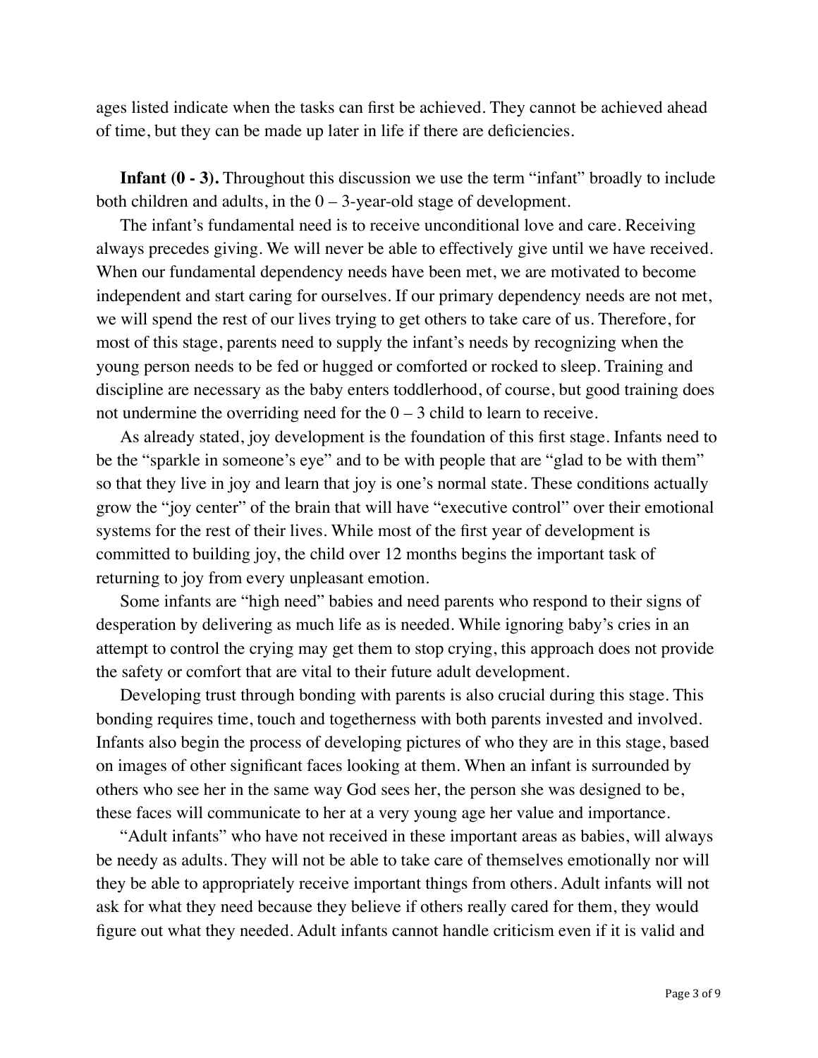ages listed indicate when the tasks can first be achieved. They cannot be achieved ahead of time, but they can be made up later in life if there are deficiencies.

**Infant (0 - 3).** Throughout this discussion we use the term "infant" broadly to include both children and adults, in the 0 – 3-year-old stage of development.

The infant's fundamental need is to receive unconditional love and care. Receiving always precedes giving. We will never be able to effectively give until we have received. When our fundamental dependency needs have been met, we are motivated to become independent and start caring for ourselves. If our primary dependency needs are not met, we will spend the rest of our lives trying to get others to take care of us. Therefore, for most of this stage, parents need to supply the infant's needs by recognizing when the young person needs to be fed or hugged or comforted or rocked to sleep. Training and discipline are necessary as the baby enters toddlerhood, of course, but good training does not undermine the overriding need for the 0 – 3 child to learn to receive.

As already stated, joy development is the foundation of this first stage. Infants need to be the "sparkle in someone's eye" and to be with people that are "glad to be with them" so that they live in joy and learn that joy is one's normal state. These conditions actually grow the "joy center" of the brain that will have "executive control" over their emotional systems for the rest of their lives. While most of the first year of development is committed to building joy, the child over 12 months begins the important task of returning to joy from every unpleasant emotion.

Some infants are "high need" babies and need parents who respond to their signs of desperation by delivering as much life as is needed. While ignoring baby's cries in an attempt to control the crying may get them to stop crying, this approach does not provide the safety or comfort that are vital to their future adult development.

Developing trust through bonding with parents is also crucial during this stage. This bonding requires time, touch and togetherness with both parents invested and involved. Infants also begin the process of developing pictures of who they are in this stage, based on images of other significant faces looking at them. When an infant is surrounded by others who see her in the same way God sees her, the person she was designed to be, these faces will communicate to her at a very young age her value and importance.

"Adult infants" who have not received in these important areas as babies, will always be needy as adults. They will not be able to take care of themselves emotionally nor will they be able to appropriately receive important things from others. Adult infants will not ask for what they need because they believe if others really cared for them, they would figure out what they needed. Adult infants cannot handle criticism even if it is valid and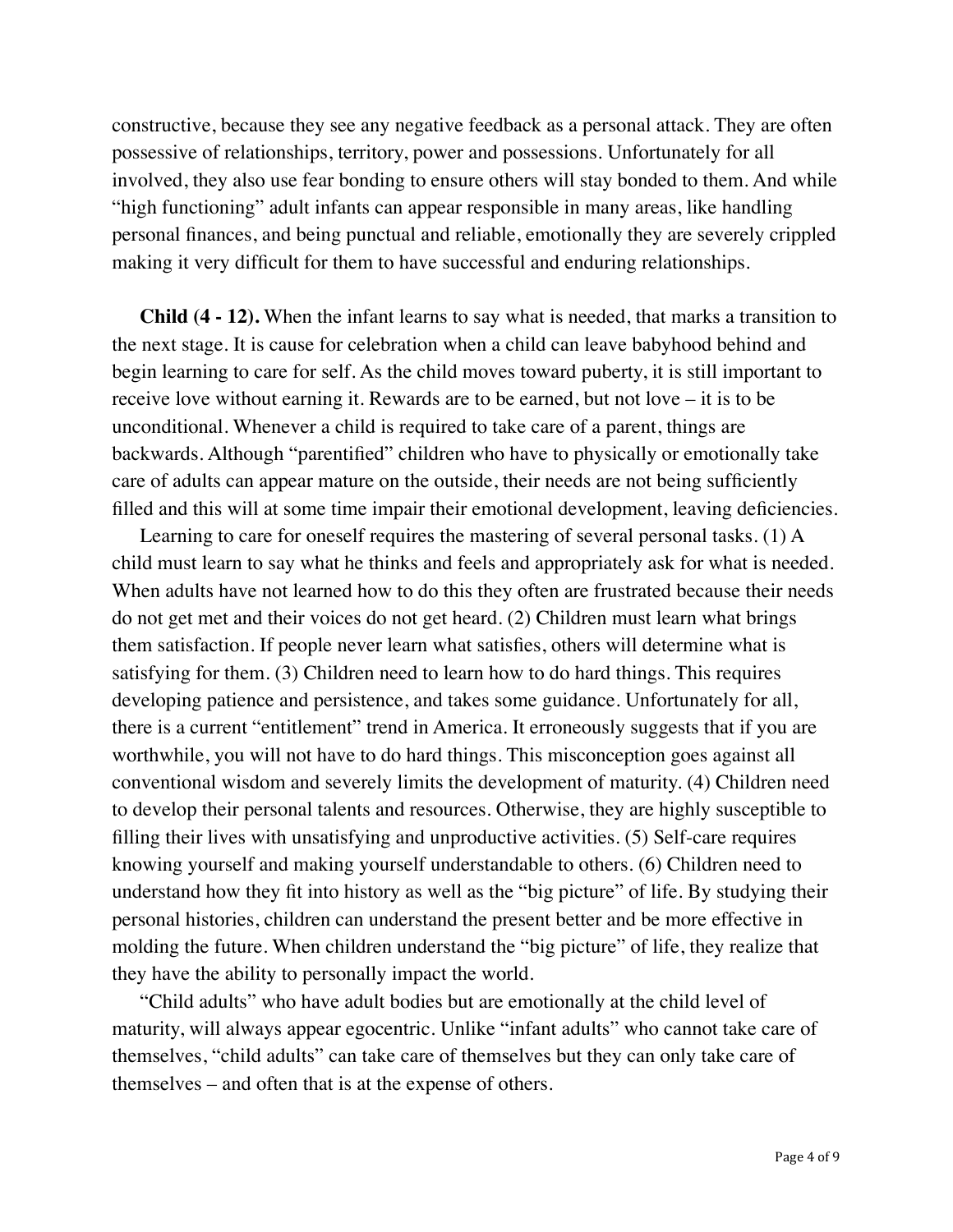constructive, because they see any negative feedback as a personal attack. They are often possessive of relationships, territory, power and possessions. Unfortunately for all involved, they also use fear bonding to ensure others will stay bonded to them. And while "high functioning" adult infants can appear responsible in many areas, like handling personal finances, and being punctual and reliable, emotionally they are severely crippled making it very difficult for them to have successful and enduring relationships.

**Child (4 - 12).** When the infant learns to say what is needed, that marks a transition to the next stage. It is cause for celebration when a child can leave babyhood behind and begin learning to care for self. As the child moves toward puberty, it is still important to receive love without earning it. Rewards are to be earned, but not love – it is to be unconditional. Whenever a child is required to take care of a parent, things are backwards. Although "parentified" children who have to physically or emotionally take care of adults can appear mature on the outside, their needs are not being sufficiently filled and this will at some time impair their emotional development, leaving deficiencies.

Learning to care for oneself requires the mastering of several personal tasks. (1) A child must learn to say what he thinks and feels and appropriately ask for what is needed. When adults have not learned how to do this they often are frustrated because their needs do not get met and their voices do not get heard. (2) Children must learn what brings them satisfaction. If people never learn what satisfies, others will determine what is satisfying for them. (3) Children need to learn how to do hard things. This requires developing patience and persistence, and takes some guidance. Unfortunately for all, there is a current "entitlement" trend in America. It erroneously suggests that if you are worthwhile, you will not have to do hard things. This misconception goes against all conventional wisdom and severely limits the development of maturity. (4) Children need to develop their personal talents and resources. Otherwise, they are highly susceptible to filling their lives with unsatisfying and unproductive activities. (5) Self-care requires knowing yourself and making yourself understandable to others. (6) Children need to understand how they fit into history as well as the "big picture" of life. By studying their personal histories, children can understand the present better and be more effective in molding the future. When children understand the "big picture" of life, they realize that they have the ability to personally impact the world.

"Child adults" who have adult bodies but are emotionally at the child level of maturity, will always appear egocentric. Unlike "infant adults" who cannot take care of themselves, "child adults" can take care of themselves but they can only take care of themselves – and often that is at the expense of others.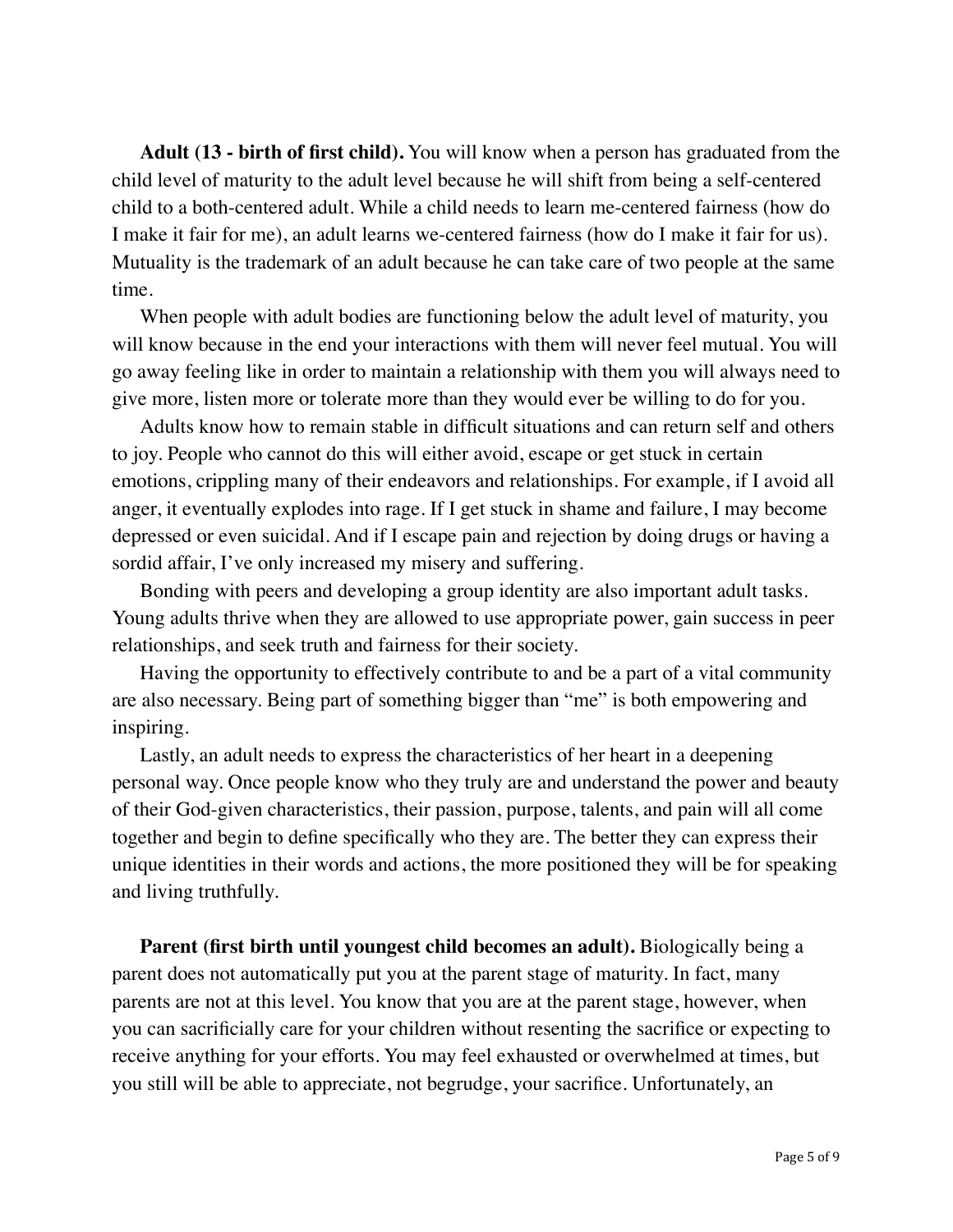**Adult (13 - birth of first child).** You will know when a person has graduated from the child level of maturity to the adult level because he will shift from being a self-centered child to a both-centered adult. While a child needs to learn me-centered fairness (how do I make it fair for me), an adult learns we-centered fairness (how do I make it fair for us). Mutuality is the trademark of an adult because he can take care of two people at the same time.

When people with adult bodies are functioning below the adult level of maturity, you will know because in the end your interactions with them will never feel mutual. You will go away feeling like in order to maintain a relationship with them you will always need to give more, listen more or tolerate more than they would ever be willing to do for you.

Adults know how to remain stable in difficult situations and can return self and others to joy. People who cannot do this will either avoid, escape or get stuck in certain emotions, crippling many of their endeavors and relationships. For example, if I avoid all anger, it eventually explodes into rage. If I get stuck in shame and failure, I may become depressed or even suicidal. And if I escape pain and rejection by doing drugs or having a sordid affair, I've only increased my misery and suffering.

Bonding with peers and developing a group identity are also important adult tasks. Young adults thrive when they are allowed to use appropriate power, gain success in peer relationships, and seek truth and fairness for their society.

Having the opportunity to effectively contribute to and be a part of a vital community are also necessary. Being part of something bigger than "me" is both empowering and inspiring.

Lastly, an adult needs to express the characteristics of her heart in a deepening personal way. Once people know who they truly are and understand the power and beauty of their God-given characteristics, their passion, purpose, talents, and pain will all come together and begin to define specifically who they are. The better they can express their unique identities in their words and actions, the more positioned they will be for speaking and living truthfully.

**Parent (first birth until youngest child becomes an adult).** Biologically being a parent does not automatically put you at the parent stage of maturity. In fact, many parents are not at this level. You know that you are at the parent stage, however, when you can sacrificially care for your children without resenting the sacrifice or expecting to receive anything for your efforts. You may feel exhausted or overwhelmed at times, but you still will be able to appreciate, not begrudge, your sacrifice. Unfortunately, an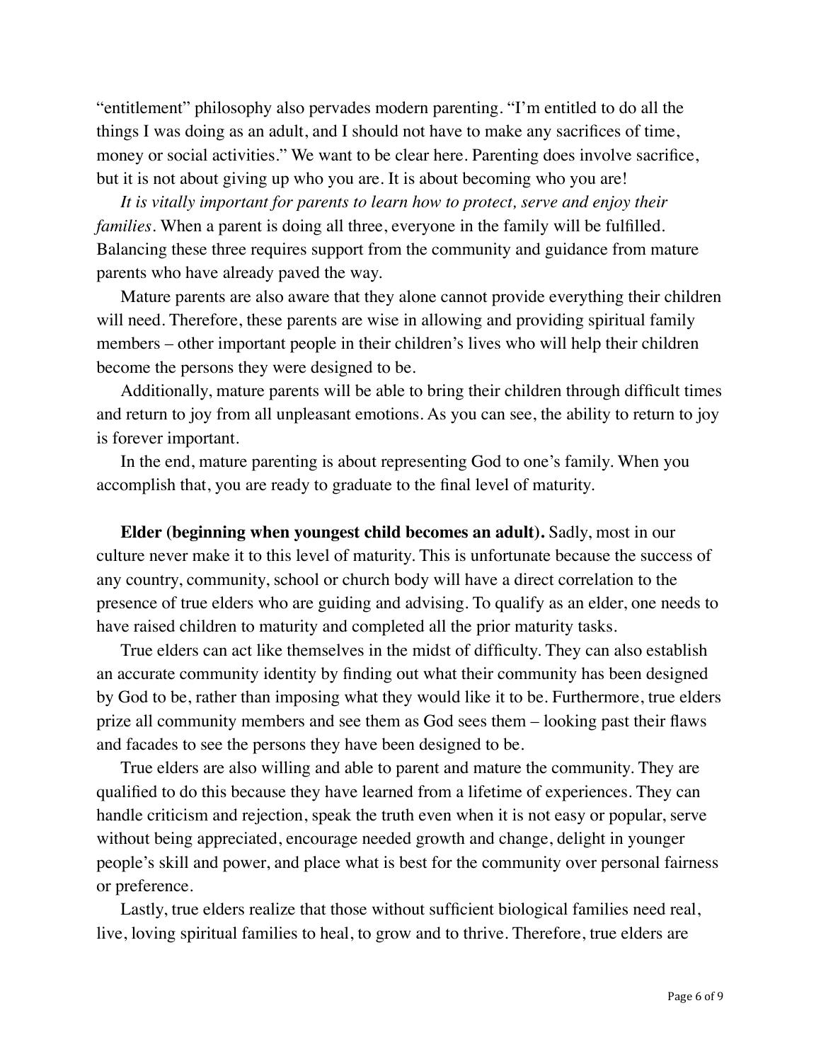"entitlement" philosophy also pervades modern parenting. "I'm entitled to do all the things I was doing as an adult, and I should not have to make any sacrifices of time, money or social activities." We want to be clear here. Parenting does involve sacrifice, but it is not about giving up who you are. It is about becoming who you are!

*It is vitally important for parents to learn how to protect, serve and enjoy their families*. When a parent is doing all three, everyone in the family will be fulfilled. Balancing these three requires support from the community and guidance from mature parents who have already paved the way.

Mature parents are also aware that they alone cannot provide everything their children will need. Therefore, these parents are wise in allowing and providing spiritual family members – other important people in their children's lives who will help their children become the persons they were designed to be.

Additionally, mature parents will be able to bring their children through difficult times and return to joy from all unpleasant emotions. As you can see, the ability to return to joy is forever important.

In the end, mature parenting is about representing God to one's family. When you accomplish that, you are ready to graduate to the final level of maturity.

**Elder (beginning when youngest child becomes an adult).** Sadly, most in our culture never make it to this level of maturity. This is unfortunate because the success of any country, community, school or church body will have a direct correlation to the presence of true elders who are guiding and advising. To qualify as an elder, one needs to have raised children to maturity and completed all the prior maturity tasks.

True elders can act like themselves in the midst of difficulty. They can also establish an accurate community identity by finding out what their community has been designed by God to be, rather than imposing what they would like it to be. Furthermore, true elders prize all community members and see them as God sees them – looking past their flaws and facades to see the persons they have been designed to be.

True elders are also willing and able to parent and mature the community. They are qualified to do this because they have learned from a lifetime of experiences. They can handle criticism and rejection, speak the truth even when it is not easy or popular, serve without being appreciated, encourage needed growth and change, delight in younger people's skill and power, and place what is best for the community over personal fairness or preference.

Lastly, true elders realize that those without sufficient biological families need real, live, loving spiritual families to heal, to grow and to thrive. Therefore, true elders are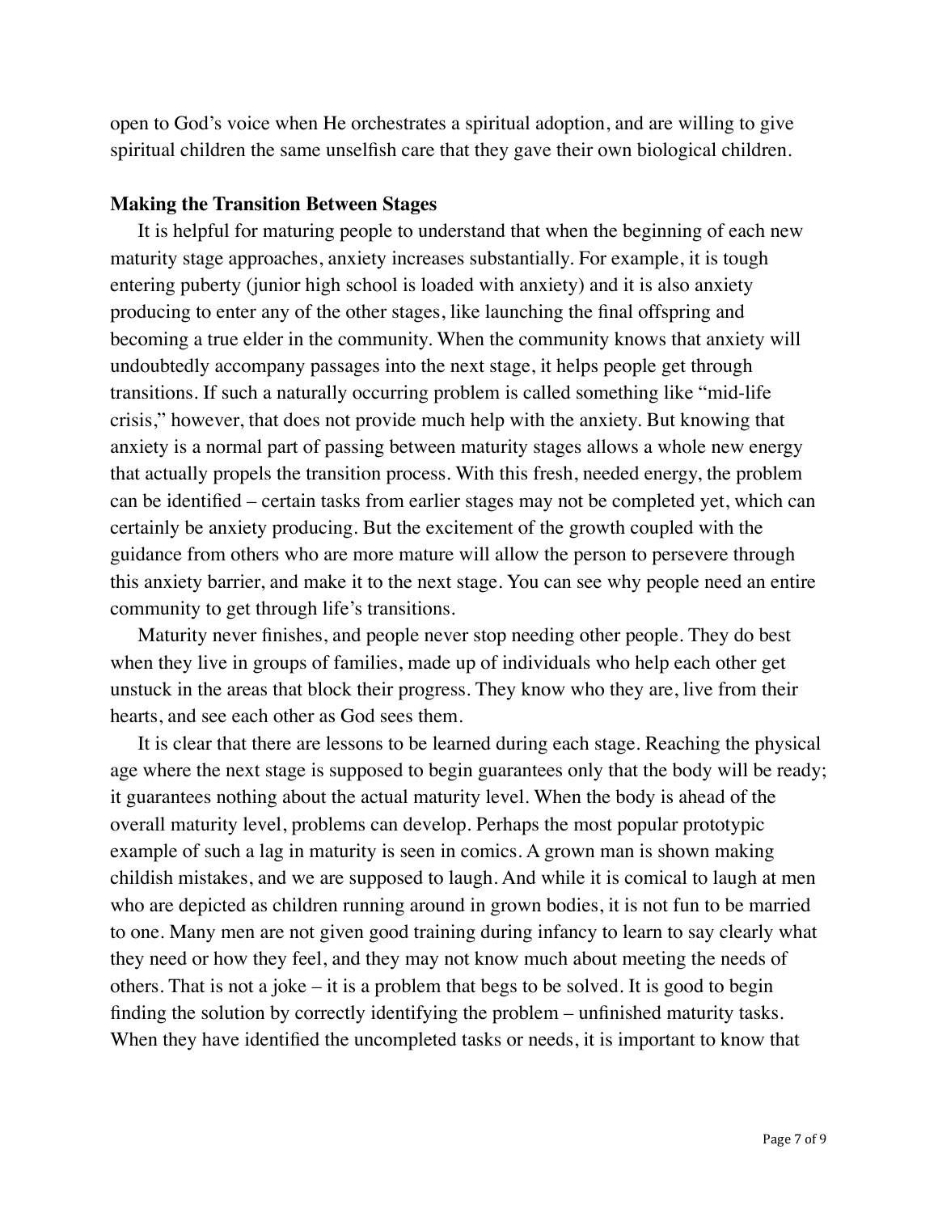open to God's voice when He orchestrates a spiritual adoption, and are willing to give spiritual children the same unselfish care that they gave their own biological children.

**Making the Transition Between Stages**

It is helpful for maturing people to understand that when the beginning of each new maturity stage approaches, anxiety increases substantially. For example, it is tough entering puberty (junior high school is loaded with anxiety) and it is also anxiety producing to enter any of the other stages, like launching the final offspring and becoming a true elder in the community. When the community knows that anxiety will undoubtedly accompany passages into the next stage, it helps people get through transitions. If such a naturally occurring problem is called something like "mid-life crisis," however, that does not provide much help with the anxiety. But knowing that anxiety is a normal part of passing between maturity stages allows a whole new energy that actually propels the transition process. With this fresh, needed energy, the problem can be identified – certain tasks from earlier stages may not be completed yet, which can certainly be anxiety producing. But the excitement of the growth coupled with the guidance from others who are more mature will allow the person to persevere through this anxiety barrier, and make it to the next stage. You can see why people need an entire community to get through life's transitions.

Maturity never finishes, and people never stop needing other people. They do best when they live in groups of families, made up of individuals who help each other get unstuck in the areas that block their progress. They know who they are, live from their hearts, and see each other as God sees them.

It is clear that there are lessons to be learned during each stage. Reaching the physical age where the next stage is supposed to begin guarantees only that the body will be ready; it guarantees nothing about the actual maturity level. When the body is ahead of the overall maturity level, problems can develop. Perhaps the most popular prototypic example of such a lag in maturity is seen in comics. A grown man is shown making childish mistakes, and we are supposed to laugh. And while it is comical to laugh at men who are depicted as children running around in grown bodies, it is not fun to be married to one. Many men are not given good training during infancy to learn to say clearly what they need or how they feel, and they may not know much about meeting the needs of others. That is not a joke – it is a problem that begs to be solved. It is good to begin finding the solution by correctly identifying the problem – unfinished maturity tasks. When they have identified the uncompleted tasks or needs, it is important to know that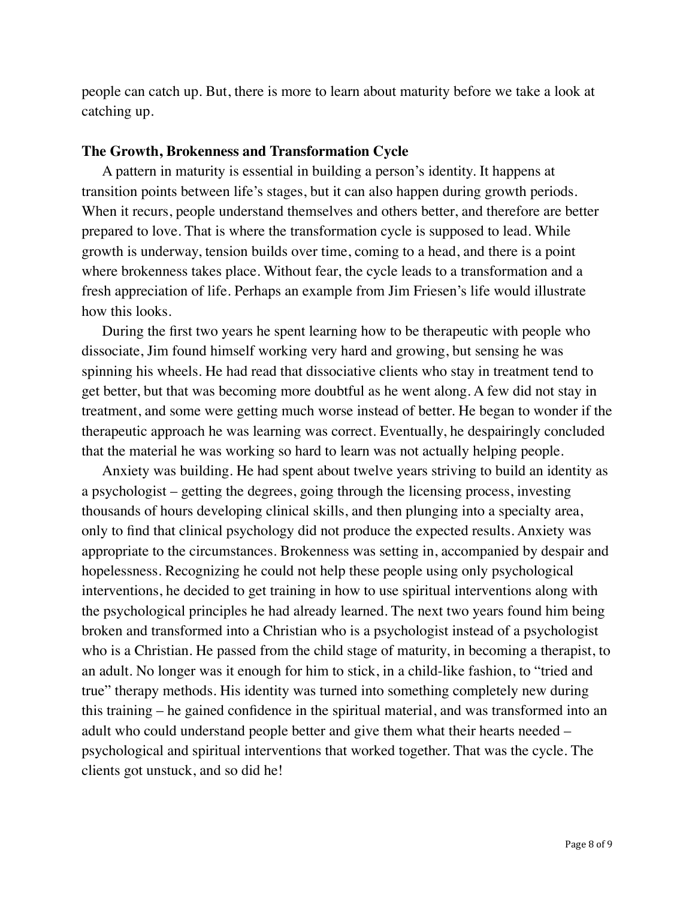people can catch up. But, there is more to learn about maturity before we take a look at catching up.

**The Growth, Brokenness and Transformation Cycle**

A pattern in maturity is essential in building a person's identity. It happens at transition points between life's stages, but it can also happen during growth periods. When it recurs, people understand themselves and others better, and therefore are better prepared to love. That is where the transformation cycle is supposed to lead. While growth is underway, tension builds over time, coming to a head, and there is a point where brokenness takes place. Without fear, the cycle leads to a transformation and a fresh appreciation of life. Perhaps an example from Jim Friesen's life would illustrate how this looks.

During the first two years he spent learning how to be therapeutic with people who dissociate, Jim found himself working very hard and growing, but sensing he was spinning his wheels. He had read that dissociative clients who stay in treatment tend to get better, but that was becoming more doubtful as he went along. A few did not stay in treatment, and some were getting much worse instead of better. He began to wonder if the therapeutic approach he was learning was correct. Eventually, he despairingly concluded that the material he was working so hard to learn was not actually helping people.

Anxiety was building. He had spent about twelve years striving to build an identity as a psychologist – getting the degrees, going through the licensing process, investing thousands of hours developing clinical skills, and then plunging into a specialty area, only to find that clinical psychology did not produce the expected results. Anxiety was appropriate to the circumstances. Brokenness was setting in, accompanied by despair and hopelessness. Recognizing he could not help these people using only psychological interventions, he decided to get training in how to use spiritual interventions along with the psychological principles he had already learned. The next two years found him being broken and transformed into a Christian who is a psychologist instead of a psychologist who is a Christian. He passed from the child stage of maturity, in becoming a therapist, to an adult. No longer was it enough for him to stick, in a child-like fashion, to "tried and true" therapy methods. His identity was turned into something completely new during this training – he gained confidence in the spiritual material, and was transformed into an adult who could understand people better and give them what their hearts needed – psychological and spiritual interventions that worked together. That was the cycle. The clients got unstuck, and so did he!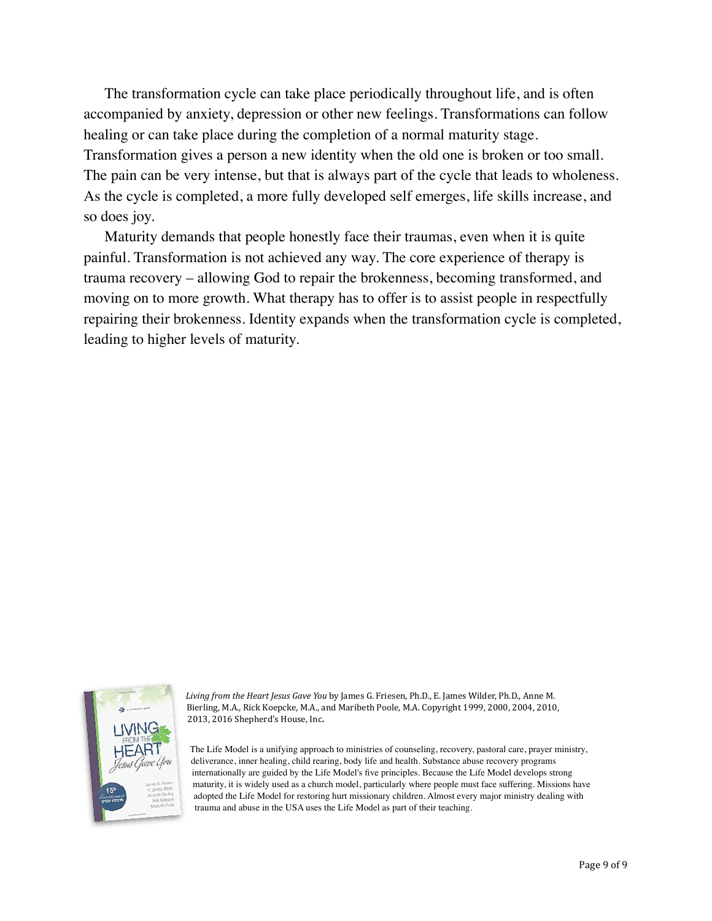The transformation cycle can take place periodically throughout life, and is often accompanied by anxiety, depression or other new feelings. Transformations can follow healing or can take place during the completion of a normal maturity stage. Transformation gives a person a new identity when the old one is broken or too small. The pain can be very intense, but that is always part of the cycle that leads to wholeness. As the cycle is completed, a more fully developed self emerges, life skills increase, and so does joy.

Maturity demands that people honestly face their traumas, even when it is quite painful. Transformation is not achieved any way. The core experience of therapy is trauma recovery – allowing God to repair the brokenness, becoming transformed, and moving on to more growth. What therapy has to offer is to assist people in respectfully repairing their brokenness. Identity expands when the transformation cycle is completed, leading to higher levels of maturity.

*Living from the Heart Jesus Gave You* by James G. Friesen, Ph.D., E. James Wilder, Ph.D., Anne M. Bierling, M.A., Rick Koepcke, M.A., and Maribeth Poole, M.A. Copyright 1999, 2000, 2004, 2010, 2013, 2016 Shepherd's House, Inc.

The Life Model is a unifying approach to ministries of counseling, recovery, pastoral care, prayer ministry, deliverance, inner healing, child rearing, body life and health. Substance abuse recovery programs internationally are guided by the Life Model's five principles. Because the Life Model develops strong maturity, it is widely used as a church model, particularly where people must face suffering. Missions have adopted the Life Model for restoring hurt missionary children. Almost every major ministry dealing with trauma and abuse in the USA uses the Life Model as part of their teaching.